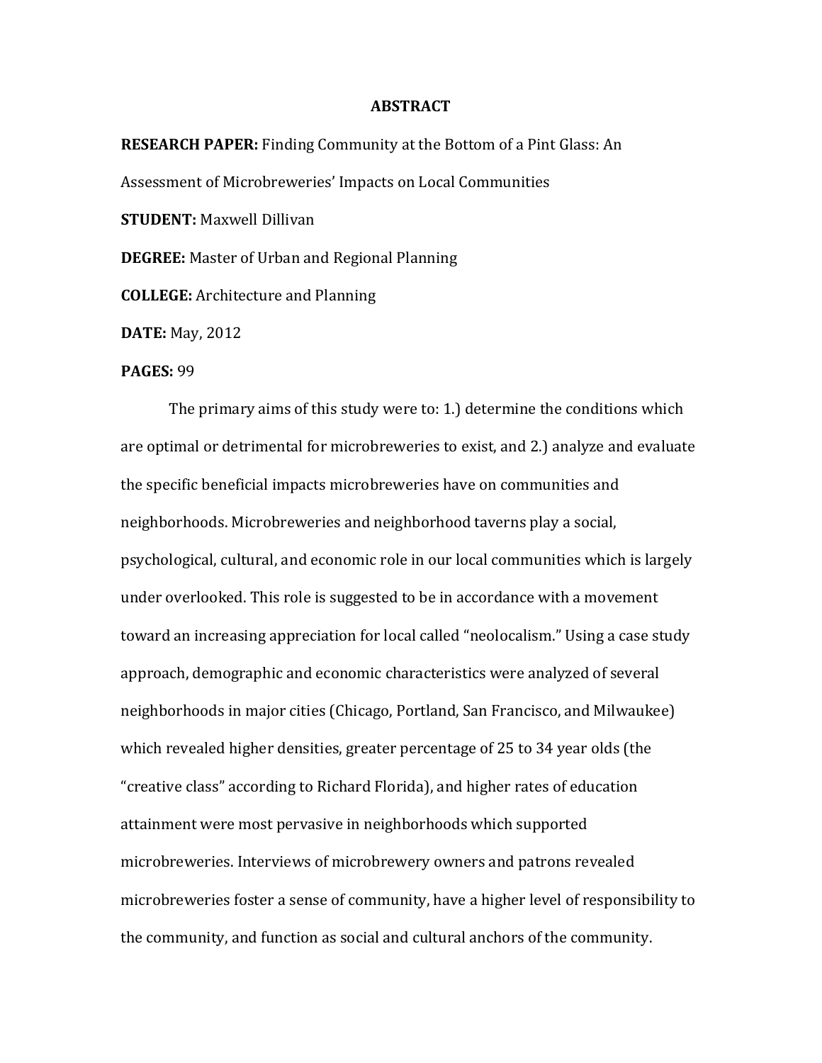# ABSTRACT

**RESEARCH PAPER:** Finding Community at the Bottom of a Pint Glass: An Assessment of Microbreweries' Impacts on Local Communities

**STUDENT:** Maxwell Dillivan

**DEGREE:** Master of Urban and Regional Planning

**COLLEGE:** Architecture and Planning

**DATE:** May, 2012

**PAGES:** 99

The primary aims of this study were to: 1.) determine the conditions which are optimal or detrimental for microbreweries to exist, and 2.) analyze and evaluate the specific beneficial impacts microbreweries have on communities and neighborhoods. Microbreweries and neighborhood taverns play a social, psychological, cultural, and economic role in our local communities which is largely under overlooked. This role is suggested to be in accordance with a movement toward an increasing appreciation for local called "neolocalism." Using a case study approach, demographic and economic characteristics were analyzed of several neighborhoods in major cities (Chicago, Portland, San Francisco, and Milwaukee) which revealed higher densities, greater percentage of 25 to 34 year olds (the "creative class" according to Richard Florida), and higher rates of education attainment were most pervasive in neighborhoods which supported microbreweries. Interviews of microbrewery owners and patrons revealed microbreweries foster a sense of community, have a higher level of responsibility to the community, and function as social and cultural anchors of the community.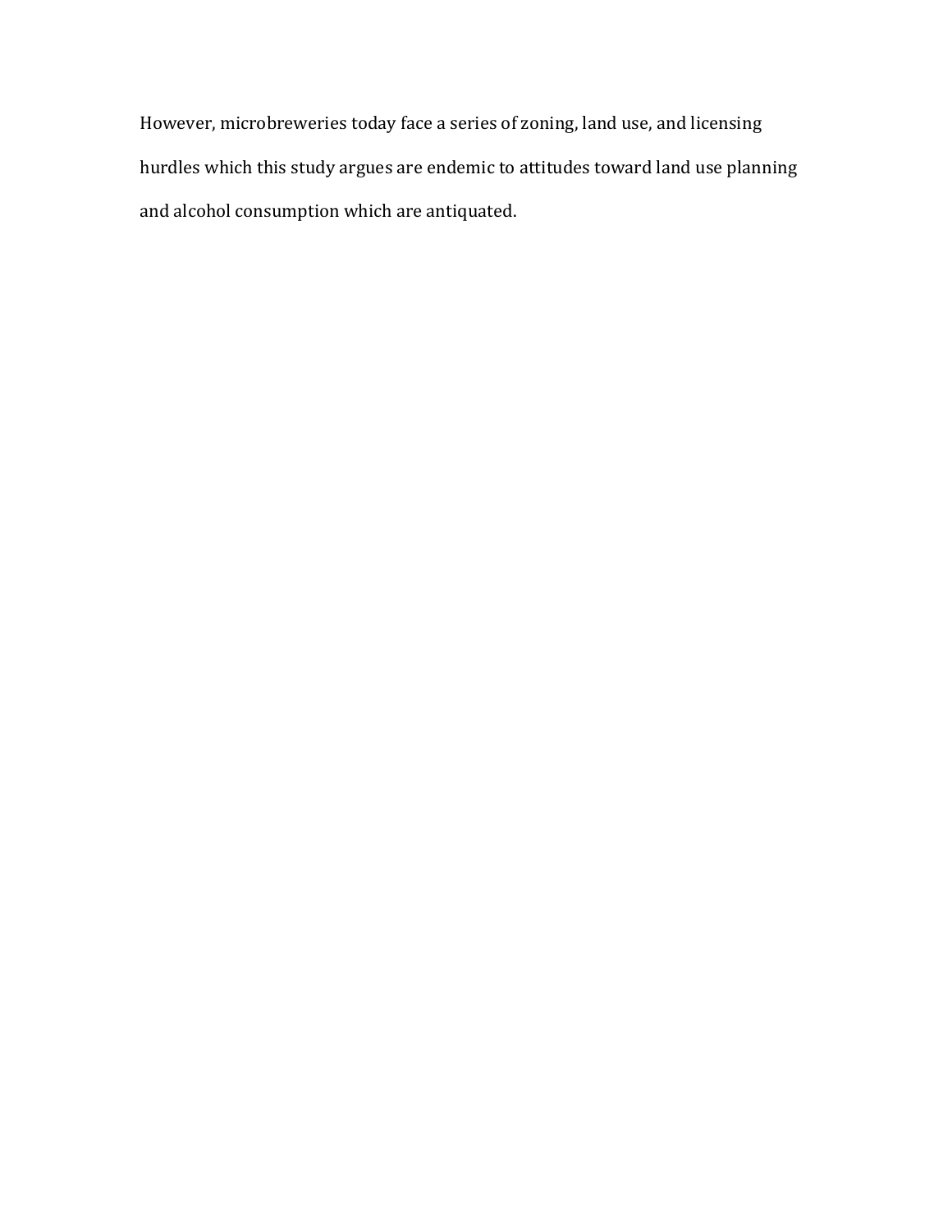However, microbreweries today face a series of zoning, land use, and licensing hurdles which this study argues are endemic to attitudes toward land use planning and alcohol consumption which are antiquated.